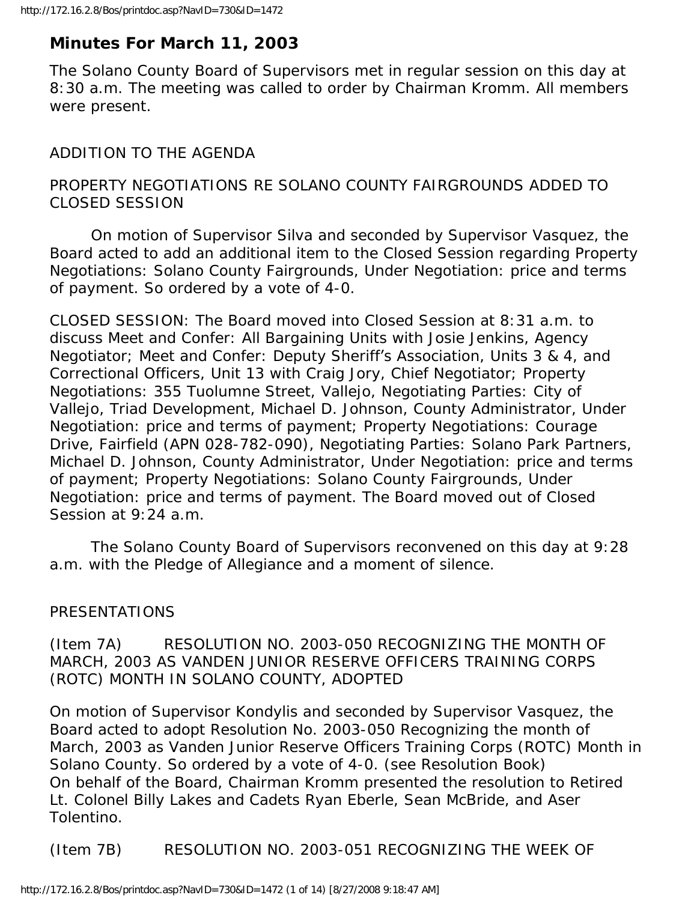## Minutes For March 11, 2003

The Solano County Board of Supervisors met in regular session on this day at 8:30 a.m. The meeting was called to order by Chairman Kromm. All members were present.

ADDITION TO THE AGENDA

PROPERTY NEGOTIATIONS RE SOLANO COUNTY FAIRGROUNDS ADDED TO CLOSED SESSION

On motion of Supervisor Silva and seconded by Supervisor Vasquez, the Board acted to add an additional item to the Closed Session regarding Property Negotiations: Solano County Fairgrounds, Under Negotiation: price and terms of payment. So ordered by a vote of 4-0.

CLOSED SESSION: The Board moved into Closed Session at 8:31 a.m. to discuss Meet and Confer: All Bargaining Units with Josie Jenkins, Agency Negotiator; Meet and Confer: Deputy Sheriff's Association, Units 3 & 4, and Correctional Officers, Unit 13 with Craig Jory, Chief Negotiator; Property Negotiations: 355 Tuolumne Street, Vallejo, Negotiating Parties: City of Vallejo, Triad Development, Michael D. Johnson, County Administrator, Under Negotiation: price and terms of payment; Property Negotiations: Courage Drive, Fairfield (APN 028-782-090), Negotiating Parties: Solano Park Partners, Michael D. Johnson, County Administrator, Under Negotiation: price and terms of payment; Property Negotiations: Solano County Fairgrounds, Under Negotiation: price and terms of payment. The Board moved out of Closed Session at 9:24 a.m.

The Solano County Board of Supervisors reconvened on this day at 9:28 a.m. with the Pledge of Allegiance and a moment of silence.

PRESENTATIONS

(Item 7A) RESOLUTION NO. 2003-050 RECOGNIZING THE MONTH OF MARCH, 2003 AS VANDEN JUNIOR RESERVE OFFICERS TRAINING CORPS (ROTC) MONTH IN SOLANO COUNTY, ADOPTED

On motion of Supervisor Kondylis and seconded by Supervisor Vasquez, the Board acted to adopt Resolution No. 2003-050 Recognizing the month of March, 2003 as Vanden Junior Reserve Officers Training Corps (ROTC) Month in Solano County. So ordered by a vote of 4-0. (see Resolution Book)
On behalf of the Board, Chairman Kromm presented the resolution to Retired Lt. Colonel Billy Lakes and Cadets Ryan Eberle, Sean McBride, and Aser Tolentino.

(Item 7B) RESOLUTION NO. 2003-051 RECOGNIZING THE WEEK OF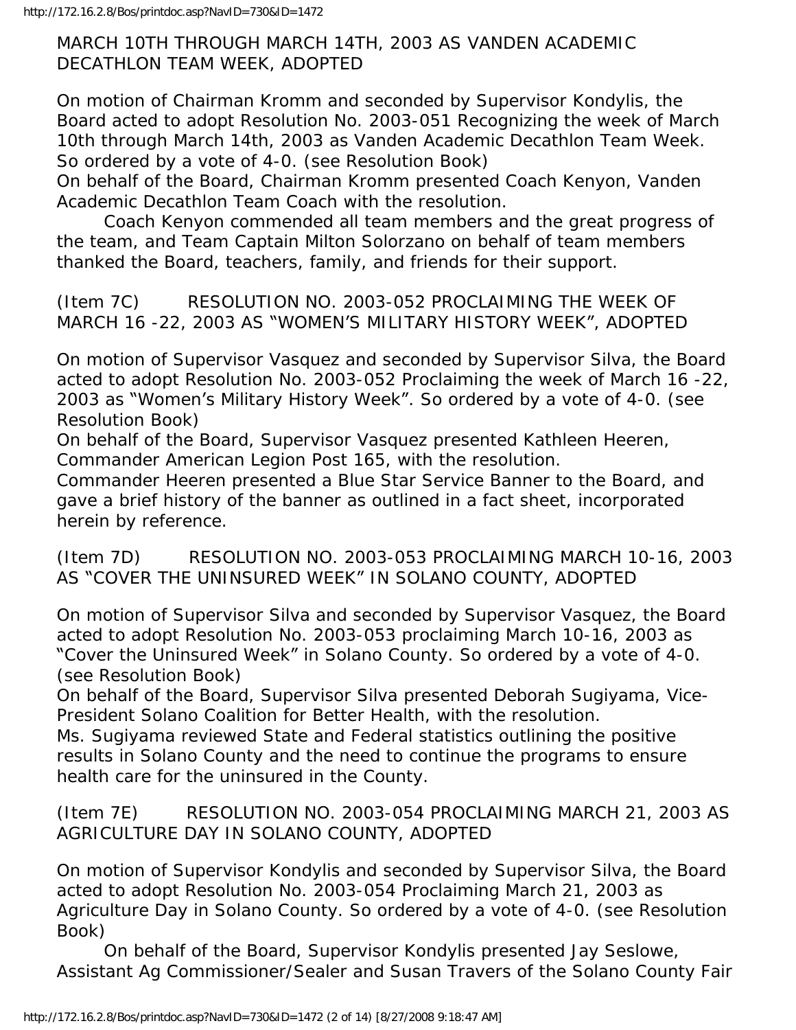MARCH 10TH THROUGH MARCH 14TH, 2003 AS VANDEN ACADEMIC DECATHLON TEAM WEEK, ADOPTED

On motion of Chairman Kromm and seconded by Supervisor Kondylis, the Board acted to adopt Resolution No. 2003-051 Recognizing the week of March 10th through March 14th, 2003 as Vanden Academic Decathlon Team Week. So ordered by a vote of 4-0. (see Resolution Book)
On behalf of the Board, Chairman Kromm presented Coach Kenyon, Vanden Academic Decathlon Team Coach with the resolution.

Coach Kenyon commended all team members and the great progress of the team, and Team Captain Milton Solorzano on behalf of team members thanked the Board, teachers, family, and friends for their support.

(Item 7C) RESOLUTION NO. 2003-052 PROCLAIMING THE WEEK OF MARCH 16 -22, 2003 AS "WOMEN'S MILITARY HISTORY WEEK", ADOPTED

On motion of Supervisor Vasquez and seconded by Supervisor Silva, the Board acted to adopt Resolution No. 2003-052 Proclaiming the week of March 16 -22, 2003 as "Women's Military History Week". So ordered by a vote of 4-0. (see Resolution Book)
On behalf of the Board, Supervisor Vasquez presented Kathleen Heeren, Commander American Legion Post 165, with the resolution.
Commander Heeren presented a Blue Star Service Banner to the Board, and gave a brief history of the banner as outlined in a fact sheet, incorporated herein by reference.

(Item 7D) RESOLUTION NO. 2003-053 PROCLAIMING MARCH 10-16, 2003 AS "COVER THE UNINSURED WEEK" IN SOLANO COUNTY, ADOPTED

On motion of Supervisor Silva and seconded by Supervisor Vasquez, the Board acted to adopt Resolution No. 2003-053 proclaiming March 10-16, 2003 as "Cover the Uninsured Week" in Solano County. So ordered by a vote of 4-0. (see Resolution Book)
On behalf of the Board, Supervisor Silva presented Deborah Sugiyama, Vice-President Solano Coalition for Better Health, with the resolution.
Ms. Sugiyama reviewed State and Federal statistics outlining the positive results in Solano County and the need to continue the programs to ensure health care for the uninsured in the County.

(Item 7E) RESOLUTION NO. 2003-054 PROCLAIMING MARCH 21, 2003 AS AGRICULTURE DAY IN SOLANO COUNTY, ADOPTED

On motion of Supervisor Kondylis and seconded by Supervisor Silva, the Board acted to adopt Resolution No. 2003-054 Proclaiming March 21, 2003 as Agriculture Day in Solano County. So ordered by a vote of 4-0. (see Resolution Book)

On behalf of the Board, Supervisor Kondylis presented Jay Seslowe, Assistant Ag Commissioner/Sealer and Susan Travers of the Solano County Fair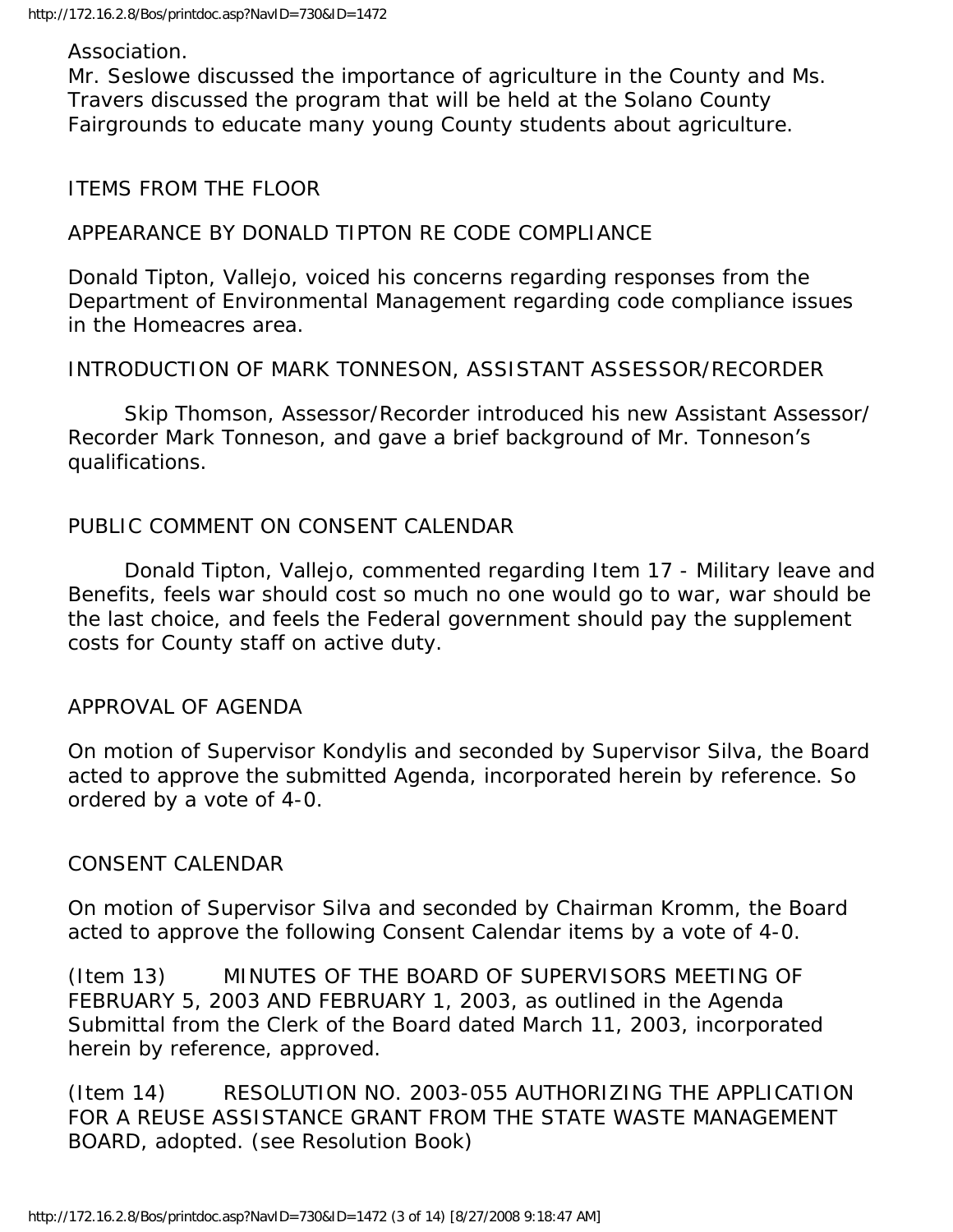Association.
Mr. Seslowe discussed the importance of agriculture in the County and Ms. Travers discussed the program that will be held at the Solano County Fairgrounds to educate many young County students about agriculture.

ITEMS FROM THE FLOOR

APPEARANCE BY DONALD TIPTON RE CODE COMPLIANCE

Donald Tipton, Vallejo, voiced his concerns regarding responses from the Department of Environmental Management regarding code compliance issues in the Homeacres area.

INTRODUCTION OF MARK TONNESON, ASSISTANT ASSESSOR/RECORDER

Skip Thomson, Assessor/Recorder introduced his new Assistant Assessor/ Recorder Mark Tonneson, and gave a brief background of Mr. Tonneson's qualifications.

PUBLIC COMMENT ON CONSENT CALENDAR

Donald Tipton, Vallejo, commented regarding Item 17 - Military leave and Benefits, feels war should cost so much no one would go to war, war should be the last choice, and feels the Federal government should pay the supplement costs for County staff on active duty.

APPROVAL OF AGENDA

On motion of Supervisor Kondylis and seconded by Supervisor Silva, the Board acted to approve the submitted Agenda, incorporated herein by reference. So ordered by a vote of 4-0.

CONSENT CALENDAR

On motion of Supervisor Silva and seconded by Chairman Kromm, the Board acted to approve the following Consent Calendar items by a vote of 4-0.

(Item 13) MINUTES OF THE BOARD OF SUPERVISORS MEETING OF FEBRUARY 5, 2003 AND FEBRUARY 1, 2003, as outlined in the Agenda Submittal from the Clerk of the Board dated March 11, 2003, incorporated herein by reference, approved.

(Item 14) RESOLUTION NO. 2003-055 AUTHORIZING THE APPLICATION FOR A REUSE ASSISTANCE GRANT FROM THE STATE WASTE MANAGEMENT BOARD, adopted. (see Resolution Book)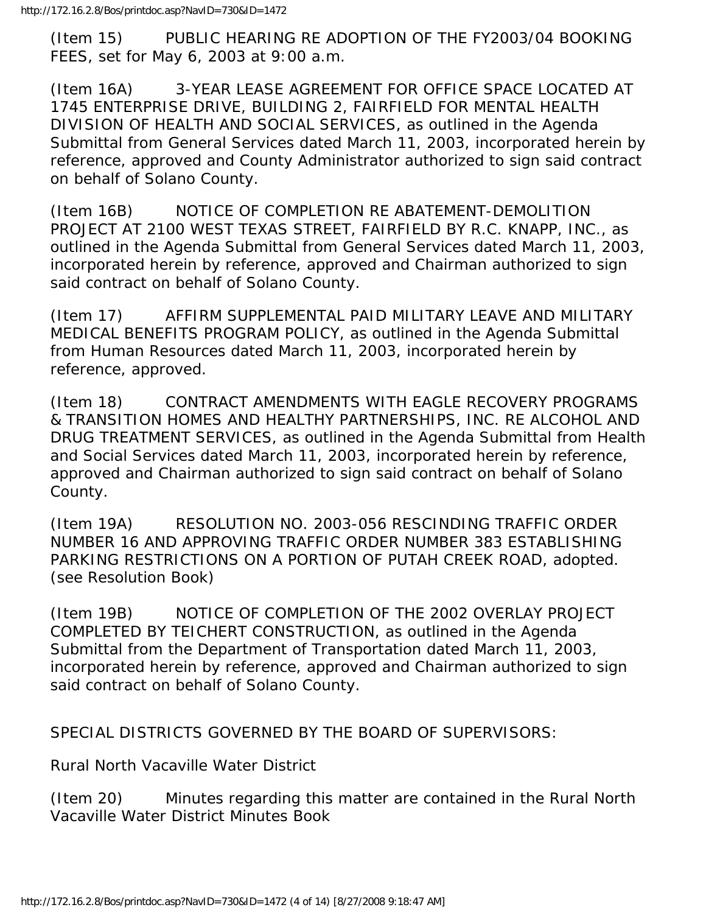(Item 15) PUBLIC HEARING RE ADOPTION OF THE FY2003/04 BOOKING FEES, set for May 6, 2003 at 9:00 a.m.

(Item 16A) 3-YEAR LEASE AGREEMENT FOR OFFICE SPACE LOCATED AT 1745 ENTERPRISE DRIVE, BUILDING 2, FAIRFIELD FOR MENTAL HEALTH DIVISION OF HEALTH AND SOCIAL SERVICES, as outlined in the Agenda Submittal from General Services dated March 11, 2003, incorporated herein by reference, approved and County Administrator authorized to sign said contract on behalf of Solano County.

(Item 16B) NOTICE OF COMPLETION RE ABATEMENT-DEMOLITION PROJECT AT 2100 WEST TEXAS STREET, FAIRFIELD BY R.C. KNAPP, INC., as outlined in the Agenda Submittal from General Services dated March 11, 2003, incorporated herein by reference, approved and Chairman authorized to sign said contract on behalf of Solano County.

(Item 17) AFFIRM SUPPLEMENTAL PAID MILITARY LEAVE AND MILITARY MEDICAL BENEFITS PROGRAM POLICY, as outlined in the Agenda Submittal from Human Resources dated March 11, 2003, incorporated herein by reference, approved.

(Item 18) CONTRACT AMENDMENTS WITH EAGLE RECOVERY PROGRAMS & TRANSITION HOMES AND HEALTHY PARTNERSHIPS, INC. RE ALCOHOL AND DRUG TREATMENT SERVICES, as outlined in the Agenda Submittal from Health and Social Services dated March 11, 2003, incorporated herein by reference, approved and Chairman authorized to sign said contract on behalf of Solano County.

(Item 19A) RESOLUTION NO. 2003-056 RESCINDING TRAFFIC ORDER NUMBER 16 AND APPROVING TRAFFIC ORDER NUMBER 383 ESTABLISHING PARKING RESTRICTIONS ON A PORTION OF PUTAH CREEK ROAD, adopted. (see Resolution Book)

(Item 19B) NOTICE OF COMPLETION OF THE 2002 OVERLAY PROJECT COMPLETED BY TEICHERT CONSTRUCTION, as outlined in the Agenda Submittal from the Department of Transportation dated March 11, 2003, incorporated herein by reference, approved and Chairman authorized to sign said contract on behalf of Solano County.

SPECIAL DISTRICTS GOVERNED BY THE BOARD OF SUPERVISORS:

Rural North Vacaville Water District

(Item 20) Minutes regarding this matter are contained in the Rural North Vacaville Water District Minutes Book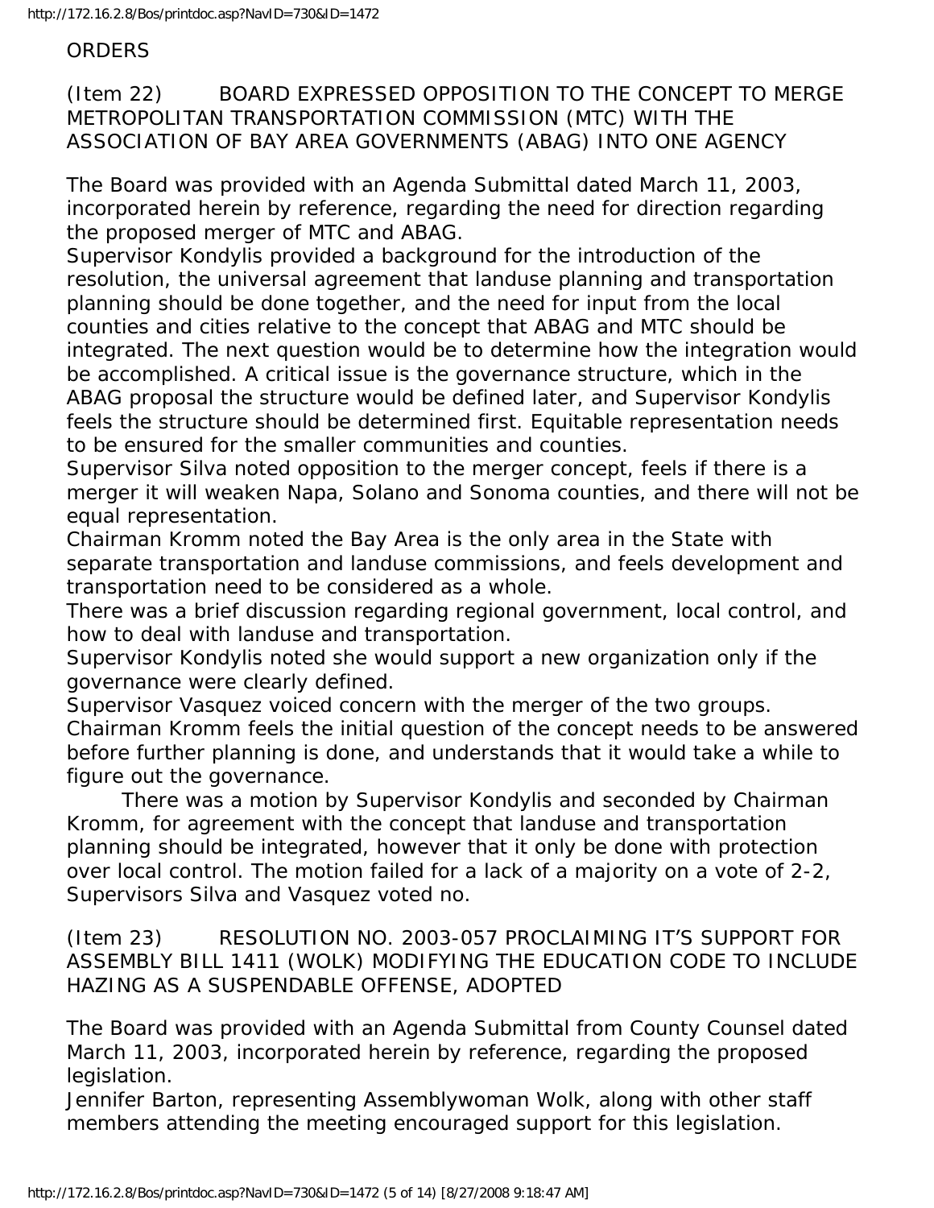ORDERS

(Item 22) BOARD EXPRESSED OPPOSITION TO THE CONCEPT TO MERGE METROPOLITAN TRANSPORTATION COMMISSION (MTC) WITH THE ASSOCIATION OF BAY AREA GOVERNMENTS (ABAG) INTO ONE AGENCY

The Board was provided with an Agenda Submittal dated March 11, 2003, incorporated herein by reference, regarding the need for direction regarding the proposed merger of MTC and ABAG.

Supervisor Kondylis provided a background for the introduction of the resolution, the universal agreement that landuse planning and transportation planning should be done together, and the need for input from the local counties and cities relative to the concept that ABAG and MTC should be integrated. The next question would be to determine how the integration would be accomplished. A critical issue is the governance structure, which in the ABAG proposal the structure would be defined later, and Supervisor Kondylis feels the structure should be determined first. Equitable representation needs to be ensured for the smaller communities and counties.

Supervisor Silva noted opposition to the merger concept, feels if there is a merger it will weaken Napa, Solano and Sonoma counties, and there will not be equal representation.

Chairman Kromm noted the Bay Area is the only area in the State with separate transportation and landuse commissions, and feels development and transportation need to be considered as a whole.

There was a brief discussion regarding regional government, local control, and how to deal with landuse and transportation.

Supervisor Kondylis noted she would support a new organization only if the governance were clearly defined.

Supervisor Vasquez voiced concern with the merger of the two groups.

Chairman Kromm feels the initial question of the concept needs to be answered before further planning is done, and understands that it would take a while to figure out the governance.

There was a motion by Supervisor Kondylis and seconded by Chairman Kromm, for agreement with the concept that landuse and transportation planning should be integrated, however that it only be done with protection over local control. The motion failed for a lack of a majority on a vote of 2-2, Supervisors Silva and Vasquez voted no.

(Item 23) RESOLUTION NO. 2003-057 PROCLAIMING IT'S SUPPORT FOR ASSEMBLY BILL 1411 (WOLK) MODIFYING THE EDUCATION CODE TO INCLUDE HAZING AS A SUSPENDABLE OFFENSE, ADOPTED

The Board was provided with an Agenda Submittal from County Counsel dated March 11, 2003, incorporated herein by reference, regarding the proposed legislation.

Jennifer Barton, representing Assemblywoman Wolk, along with other staff members attending the meeting encouraged support for this legislation.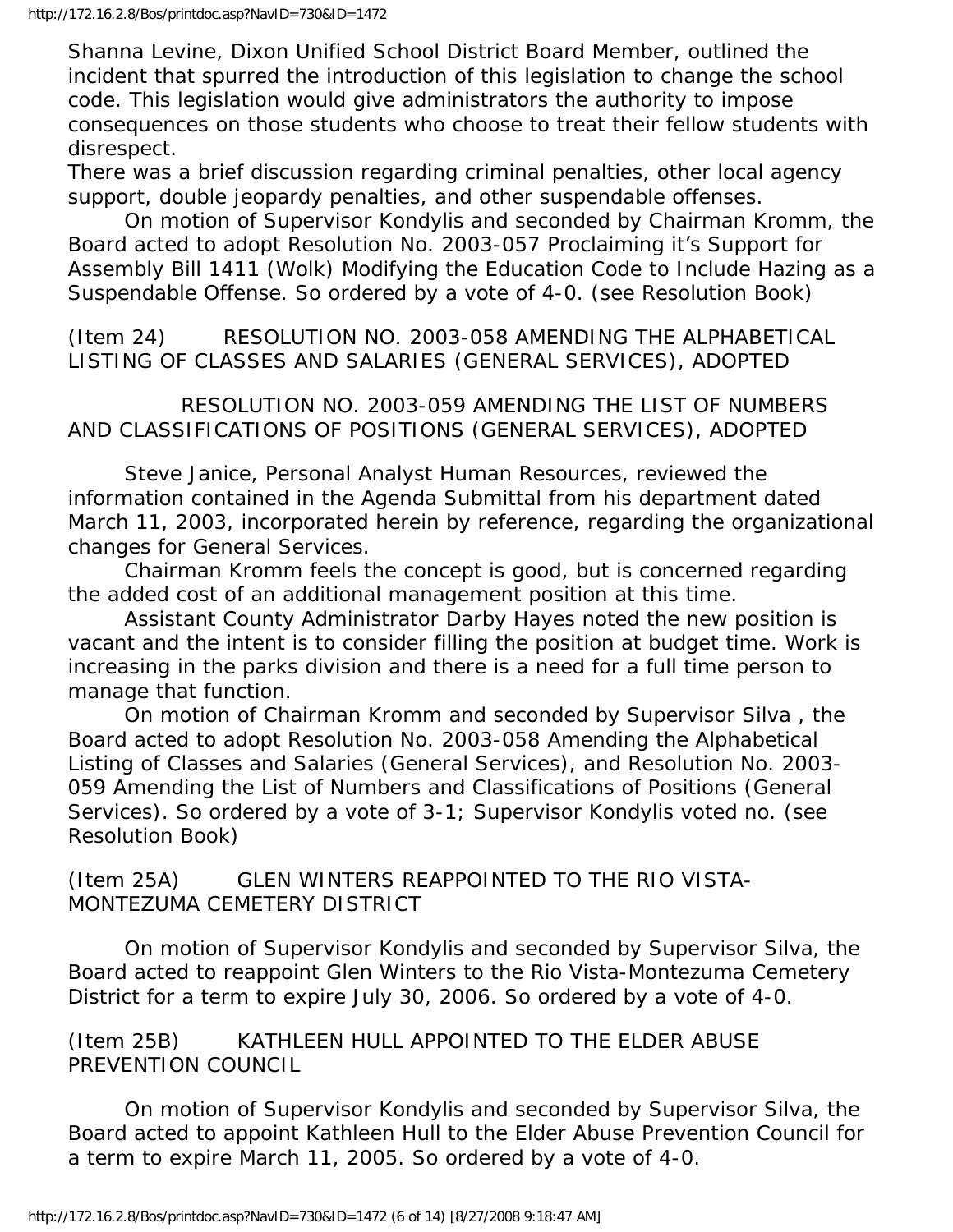Shanna Levine, Dixon Unified School District Board Member, outlined the incident that spurred the introduction of this legislation to change the school code. This legislation would give administrators the authority to impose consequences on those students who choose to treat their fellow students with disrespect.

There was a brief discussion regarding criminal penalties, other local agency support, double jeopardy penalties, and other suspendable offenses.

On motion of Supervisor Kondylis and seconded by Chairman Kromm, the Board acted to adopt Resolution No. 2003-057 Proclaiming it's Support for Assembly Bill 1411 (Wolk) Modifying the Education Code to Include Hazing as a Suspendable Offense. So ordered by a vote of 4-0. (see Resolution Book)

(Item 24) RESOLUTION NO. 2003-058 AMENDING THE ALPHABETICAL LISTING OF CLASSES AND SALARIES (GENERAL SERVICES), ADOPTED

RESOLUTION NO. 2003-059 AMENDING THE LIST OF NUMBERS AND CLASSIFICATIONS OF POSITIONS (GENERAL SERVICES), ADOPTED

Steve Janice, Personal Analyst Human Resources, reviewed the information contained in the Agenda Submittal from his department dated March 11, 2003, incorporated herein by reference, regarding the organizational changes for General Services.

Chairman Kromm feels the concept is good, but is concerned regarding the added cost of an additional management position at this time.

Assistant County Administrator Darby Hayes noted the new position is vacant and the intent is to consider filling the position at budget time. Work is increasing in the parks division and there is a need for a full time person to manage that function.

On motion of Chairman Kromm and seconded by Supervisor Silva , the Board acted to adopt Resolution No. 2003-058 Amending the Alphabetical Listing of Classes and Salaries (General Services), and Resolution No. 2003-059 Amending the List of Numbers and Classifications of Positions (General Services). So ordered by a vote of 3-1; Supervisor Kondylis voted no. (see Resolution Book)

(Item 25A) GLEN WINTERS REAPPOINTED TO THE RIO VISTA-MONTEZUMA CEMETERY DISTRICT

On motion of Supervisor Kondylis and seconded by Supervisor Silva, the Board acted to reappoint Glen Winters to the Rio Vista-Montezuma Cemetery District for a term to expire July 30, 2006. So ordered by a vote of 4-0.

(Item 25B) KATHLEEN HULL APPOINTED TO THE ELDER ABUSE PREVENTION COUNCIL

On motion of Supervisor Kondylis and seconded by Supervisor Silva, the Board acted to appoint Kathleen Hull to the Elder Abuse Prevention Council for a term to expire March 11, 2005. So ordered by a vote of 4-0.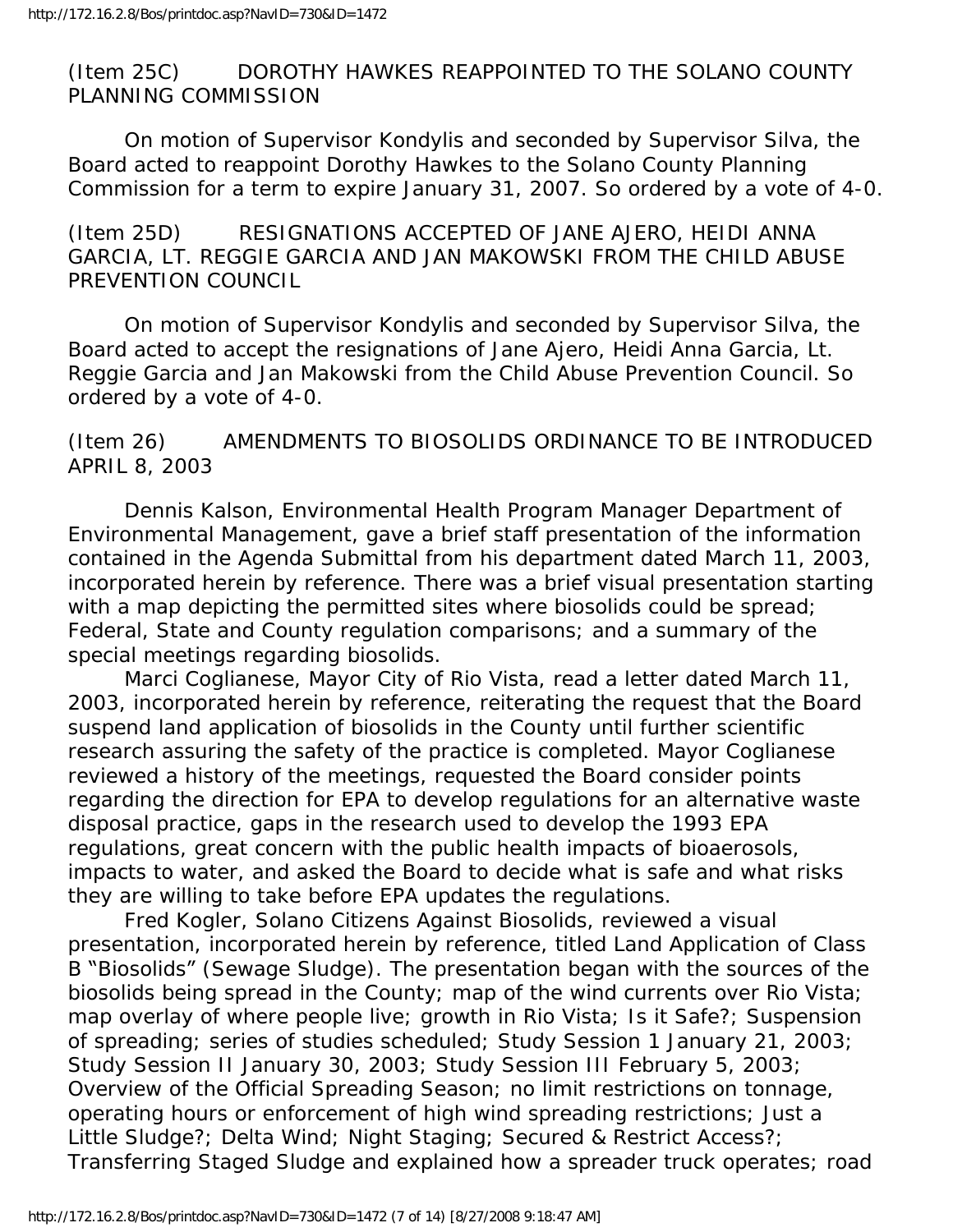(Item 25C) DOROTHY HAWKES REAPPOINTED TO THE SOLANO COUNTY PLANNING COMMISSION

On motion of Supervisor Kondylis and seconded by Supervisor Silva, the Board acted to reappoint Dorothy Hawkes to the Solano County Planning Commission for a term to expire January 31, 2007. So ordered by a vote of 4-0.

(Item 25D) RESIGNATIONS ACCEPTED OF JANE AJERO, HEIDI ANNA GARCIA, LT. REGGIE GARCIA AND JAN MAKOWSKI FROM THE CHILD ABUSE PREVENTION COUNCIL

On motion of Supervisor Kondylis and seconded by Supervisor Silva, the Board acted to accept the resignations of Jane Ajero, Heidi Anna Garcia, Lt. Reggie Garcia and Jan Makowski from the Child Abuse Prevention Council. So ordered by a vote of 4-0.

(Item 26) AMENDMENTS TO BIOSOLIDS ORDINANCE TO BE INTRODUCED APRIL 8, 2003

Dennis Kalson, Environmental Health Program Manager Department of Environmental Management, gave a brief staff presentation of the information contained in the Agenda Submittal from his department dated March 11, 2003, incorporated herein by reference. There was a brief visual presentation starting with a map depicting the permitted sites where biosolids could be spread; Federal, State and County regulation comparisons; and a summary of the special meetings regarding biosolids.

Marci Coglianese, Mayor City of Rio Vista, read a letter dated March 11, 2003, incorporated herein by reference, reiterating the request that the Board suspend land application of biosolids in the County until further scientific research assuring the safety of the practice is completed. Mayor Coglianese reviewed a history of the meetings, requested the Board consider points regarding the direction for EPA to develop regulations for an alternative waste disposal practice, gaps in the research used to develop the 1993 EPA regulations, great concern with the public health impacts of bioaerosols, impacts to water, and asked the Board to decide what is safe and what risks they are willing to take before EPA updates the regulations.

Fred Kogler, Solano Citizens Against Biosolids, reviewed a visual presentation, incorporated herein by reference, titled Land Application of Class B "Biosolids" (Sewage Sludge). The presentation began with the sources of the biosolids being spread in the County; map of the wind currents over Rio Vista; map overlay of where people live; growth in Rio Vista; Is it Safe?; Suspension of spreading; series of studies scheduled; Study Session 1 January 21, 2003; Study Session II January 30, 2003; Study Session III February 5, 2003; Overview of the Official Spreading Season; no limit restrictions on tonnage, operating hours or enforcement of high wind spreading restrictions; Just a Little Sludge?; Delta Wind; Night Staging; Secured & Restrict Access?; Transferring Staged Sludge and explained how a spreader truck operates; road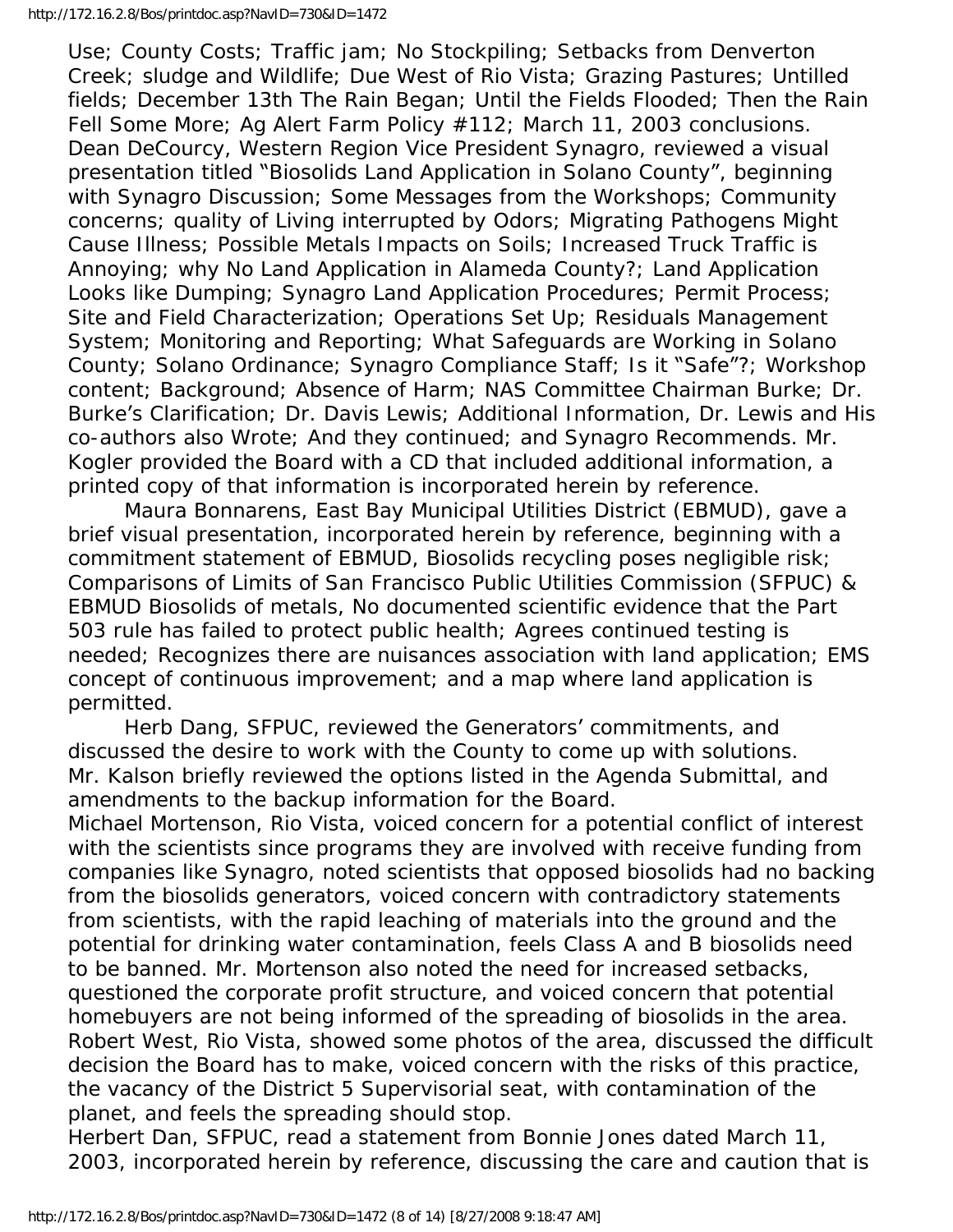Use; County Costs; Traffic jam; No Stockpiling; Setbacks from Denverton Creek; sludge and Wildlife; Due West of Rio Vista; Grazing Pastures; Untilled fields; December 13th The Rain Began; Until the Fields Flooded; Then the Rain Fell Some More; Ag Alert Farm Policy #112; March 11, 2003 conclusions. Dean DeCourcy, Western Region Vice President Synagro, reviewed a visual presentation titled "Biosolids Land Application in Solano County", beginning with Synagro Discussion; Some Messages from the Workshops; Community concerns; quality of Living interrupted by Odors; Migrating Pathogens Might Cause Illness; Possible Metals Impacts on Soils; Increased Truck Traffic is Annoying; why No Land Application in Alameda County?; Land Application Looks like Dumping; Synagro Land Application Procedures; Permit Process; Site and Field Characterization; Operations Set Up; Residuals Management System; Monitoring and Reporting; What Safeguards are Working in Solano County; Solano Ordinance; Synagro Compliance Staff; Is it "Safe"?; Workshop content; Background; Absence of Harm; NAS Committee Chairman Burke; Dr. Burke's Clarification; Dr. Davis Lewis; Additional Information, Dr. Lewis and His co-authors also Wrote; And they continued; and Synagro Recommends. Mr. Kogler provided the Board with a CD that included additional information, a printed copy of that information is incorporated herein by reference.

Maura Bonnarens, East Bay Municipal Utilities District (EBMUD), gave a brief visual presentation, incorporated herein by reference, beginning with a commitment statement of EBMUD, Biosolids recycling poses negligible risk; Comparisons of Limits of San Francisco Public Utilities Commission (SFPUC) & EBMUD Biosolids of metals, No documented scientific evidence that the Part 503 rule has failed to protect public health; Agrees continued testing is needed; Recognizes there are nuisances association with land application; EMS concept of continuous improvement; and a map where land application is permitted.

Herb Dang, SFPUC, reviewed the Generators' commitments, and discussed the desire to work with the County to come up with solutions.
Mr. Kalson briefly reviewed the options listed in the Agenda Submittal, and amendments to the backup information for the Board.
Michael Mortenson, Rio Vista, voiced concern for a potential conflict of interest with the scientists since programs they are involved with receive funding from companies like Synagro, noted scientists that opposed biosolids had no backing from the biosolids generators, voiced concern with contradictory statements from scientists, with the rapid leaching of materials into the ground and the potential for drinking water contamination, feels Class A and B biosolids need to be banned. Mr. Mortenson also noted the need for increased setbacks, questioned the corporate profit structure, and voiced concern that potential homebuyers are not being informed of the spreading of biosolids in the area.
Robert West, Rio Vista, showed some photos of the area, discussed the difficult decision the Board has to make, voiced concern with the risks of this practice, the vacancy of the District 5 Supervisorial seat, with contamination of the planet, and feels the spreading should stop.
Herbert Dan, SFPUC, read a statement from Bonnie Jones dated March 11, 2003, incorporated herein by reference, discussing the care and caution that is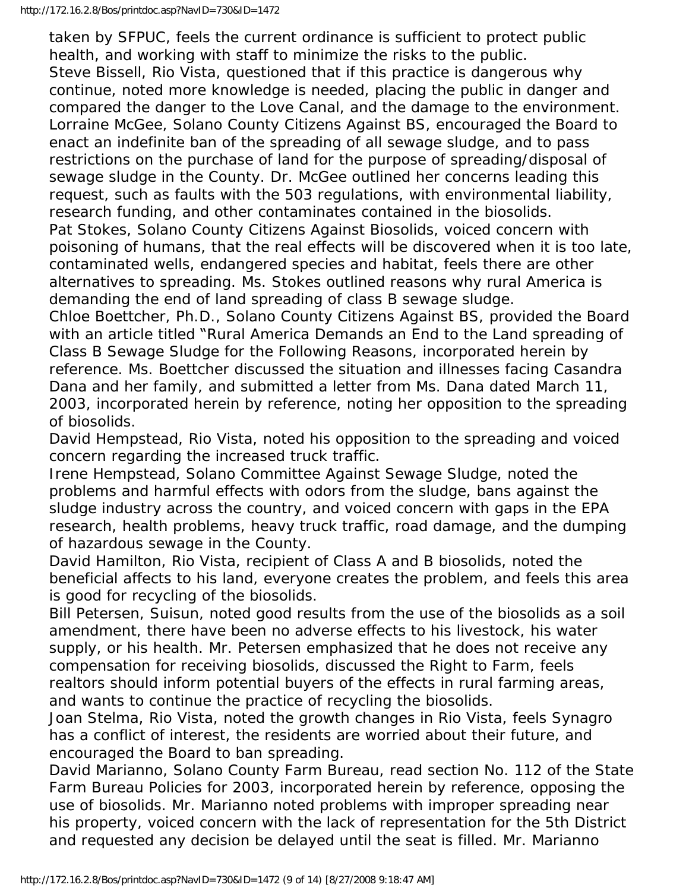taken by SFPUC, feels the current ordinance is sufficient to protect public health, and working with staff to minimize the risks to the public.

Steve Bissell, Rio Vista, questioned that if this practice is dangerous why continue, noted more knowledge is needed, placing the public in danger and compared the danger to the Love Canal, and the damage to the environment.

Lorraine McGee, Solano County Citizens Against BS, encouraged the Board to enact an indefinite ban of the spreading of all sewage sludge, and to pass restrictions on the purchase of land for the purpose of spreading/disposal of sewage sludge in the County. Dr. McGee outlined her concerns leading this request, such as faults with the 503 regulations, with environmental liability, research funding, and other contaminates contained in the biosolids.

Pat Stokes, Solano County Citizens Against Biosolids, voiced concern with poisoning of humans, that the real effects will be discovered when it is too late, contaminated wells, endangered species and habitat, feels there are other alternatives to spreading. Ms. Stokes outlined reasons why rural America is demanding the end of land spreading of class B sewage sludge.

Chloe Boettcher, Ph.D., Solano County Citizens Against BS, provided the Board with an article titled "Rural America Demands an End to the Land spreading of Class B Sewage Sludge for the Following Reasons, incorporated herein by reference. Ms. Boettcher discussed the situation and illnesses facing Casandra Dana and her family, and submitted a letter from Ms. Dana dated March 11, 2003, incorporated herein by reference, noting her opposition to the spreading of biosolids.

David Hempstead, Rio Vista, noted his opposition to the spreading and voiced concern regarding the increased truck traffic.

Irene Hempstead, Solano Committee Against Sewage Sludge, noted the problems and harmful effects with odors from the sludge, bans against the sludge industry across the country, and voiced concern with gaps in the EPA research, health problems, heavy truck traffic, road damage, and the dumping of hazardous sewage in the County.

David Hamilton, Rio Vista, recipient of Class A and B biosolids, noted the beneficial affects to his land, everyone creates the problem, and feels this area is good for recycling of the biosolids.

Bill Petersen, Suisun, noted good results from the use of the biosolids as a soil amendment, there have been no adverse effects to his livestock, his water supply, or his health. Mr. Petersen emphasized that he does not receive any compensation for receiving biosolids, discussed the Right to Farm, feels realtors should inform potential buyers of the effects in rural farming areas, and wants to continue the practice of recycling the biosolids.

Joan Stelma, Rio Vista, noted the growth changes in Rio Vista, feels Synagro has a conflict of interest, the residents are worried about their future, and encouraged the Board to ban spreading.

David Marianno, Solano County Farm Bureau, read section No. 112 of the State Farm Bureau Policies for 2003, incorporated herein by reference, opposing the use of biosolids. Mr. Marianno noted problems with improper spreading near his property, voiced concern with the lack of representation for the 5th District and requested any decision be delayed until the seat is filled. Mr. Marianno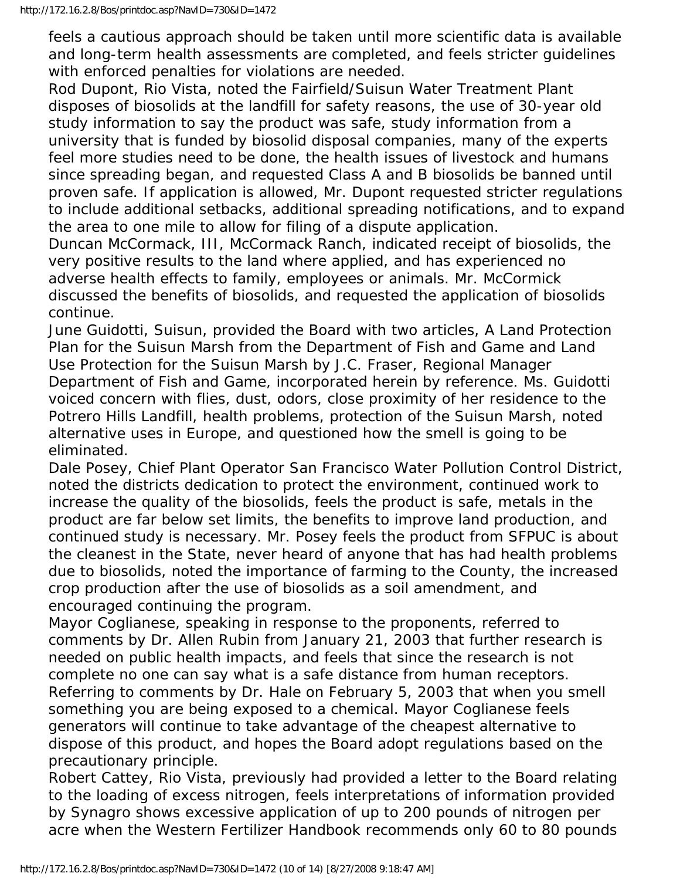feels a cautious approach should be taken until more scientific data is available and long-term health assessments are completed, and feels stricter guidelines with enforced penalties for violations are needed.

Rod Dupont, Rio Vista, noted the Fairfield/Suisun Water Treatment Plant disposes of biosolids at the landfill for safety reasons, the use of 30-year old study information to say the product was safe, study information from a university that is funded by biosolid disposal companies, many of the experts feel more studies need to be done, the health issues of livestock and humans since spreading began, and requested Class A and B biosolids be banned until proven safe. If application is allowed, Mr. Dupont requested stricter regulations to include additional setbacks, additional spreading notifications, and to expand the area to one mile to allow for filing of a dispute application.

Duncan McCormack, III, McCormack Ranch, indicated receipt of biosolids, the very positive results to the land where applied, and has experienced no adverse health effects to family, employees or animals. Mr. McCormick discussed the benefits of biosolids, and requested the application of biosolids continue.

June Guidotti, Suisun, provided the Board with two articles, A Land Protection Plan for the Suisun Marsh from the Department of Fish and Game and Land Use Protection for the Suisun Marsh by J.C. Fraser, Regional Manager Department of Fish and Game, incorporated herein by reference. Ms. Guidotti voiced concern with flies, dust, odors, close proximity of her residence to the Potrero Hills Landfill, health problems, protection of the Suisun Marsh, noted alternative uses in Europe, and questioned how the smell is going to be eliminated.

Dale Posey, Chief Plant Operator San Francisco Water Pollution Control District, noted the districts dedication to protect the environment, continued work to increase the quality of the biosolids, feels the product is safe, metals in the product are far below set limits, the benefits to improve land production, and continued study is necessary. Mr. Posey feels the product from SFPUC is about the cleanest in the State, never heard of anyone that has had health problems due to biosolids, noted the importance of farming to the County, the increased crop production after the use of biosolids as a soil amendment, and encouraged continuing the program.

Mayor Coglianese, speaking in response to the proponents, referred to comments by Dr. Allen Rubin from January 21, 2003 that further research is needed on public health impacts, and feels that since the research is not complete no one can say what is a safe distance from human receptors. Referring to comments by Dr. Hale on February 5, 2003 that when you smell something you are being exposed to a chemical. Mayor Coglianese feels generators will continue to take advantage of the cheapest alternative to dispose of this product, and hopes the Board adopt regulations based on the precautionary principle.

Robert Cattey, Rio Vista, previously had provided a letter to the Board relating to the loading of excess nitrogen, feels interpretations of information provided by Synagro shows excessive application of up to 200 pounds of nitrogen per acre when the Western Fertilizer Handbook recommends only 60 to 80 pounds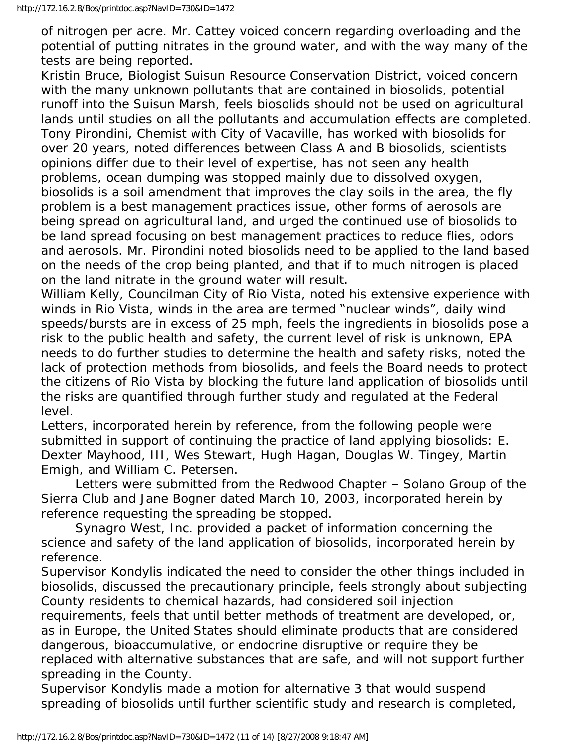of nitrogen per acre. Mr. Cattey voiced concern regarding overloading and the potential of putting nitrates in the ground water, and with the way many of the tests are being reported.

Kristin Bruce, Biologist Suisun Resource Conservation District, voiced concern with the many unknown pollutants that are contained in biosolids, potential runoff into the Suisun Marsh, feels biosolids should not be used on agricultural lands until studies on all the pollutants and accumulation effects are completed.

Tony Pirondini, Chemist with City of Vacaville, has worked with biosolids for over 20 years, noted differences between Class A and B biosolids, scientists opinions differ due to their level of expertise, has not seen any health problems, ocean dumping was stopped mainly due to dissolved oxygen, biosolids is a soil amendment that improves the clay soils in the area, the fly problem is a best management practices issue, other forms of aerosols are being spread on agricultural land, and urged the continued use of biosolids to be land spread focusing on best management practices to reduce flies, odors and aerosols. Mr. Pirondini noted biosolids need to be applied to the land based on the needs of the crop being planted, and that if to much nitrogen is placed on the land nitrate in the ground water will result.

William Kelly, Councilman City of Rio Vista, noted his extensive experience with winds in Rio Vista, winds in the area are termed "nuclear winds", daily wind speeds/bursts are in excess of 25 mph, feels the ingredients in biosolids pose a risk to the public health and safety, the current level of risk is unknown, EPA needs to do further studies to determine the health and safety risks, noted the lack of protection methods from biosolids, and feels the Board needs to protect the citizens of Rio Vista by blocking the future land application of biosolids until the risks are quantified through further study and regulated at the Federal level.

Letters, incorporated herein by reference, from the following people were submitted in support of continuing the practice of land applying biosolids: E. Dexter Mayhood, III, Wes Stewart, Hugh Hagan, Douglas W. Tingey, Martin Emigh, and William C. Petersen.

Letters were submitted from the Redwood Chapter – Solano Group of the Sierra Club and Jane Bogner dated March 10, 2003, incorporated herein by reference requesting the spreading be stopped.

Synagro West, Inc. provided a packet of information concerning the science and safety of the land application of biosolids, incorporated herein by reference.

Supervisor Kondylis indicated the need to consider the other things included in biosolids, discussed the precautionary principle, feels strongly about subjecting County residents to chemical hazards, had considered soil injection requirements, feels that until better methods of treatment are developed, or, as in Europe, the United States should eliminate products that are considered dangerous, bioaccumulative, or endocrine disruptive or require they be replaced with alternative substances that are safe, and will not support further spreading in the County.

Supervisor Kondylis made a motion for alternative 3 that would suspend spreading of biosolids until further scientific study and research is completed,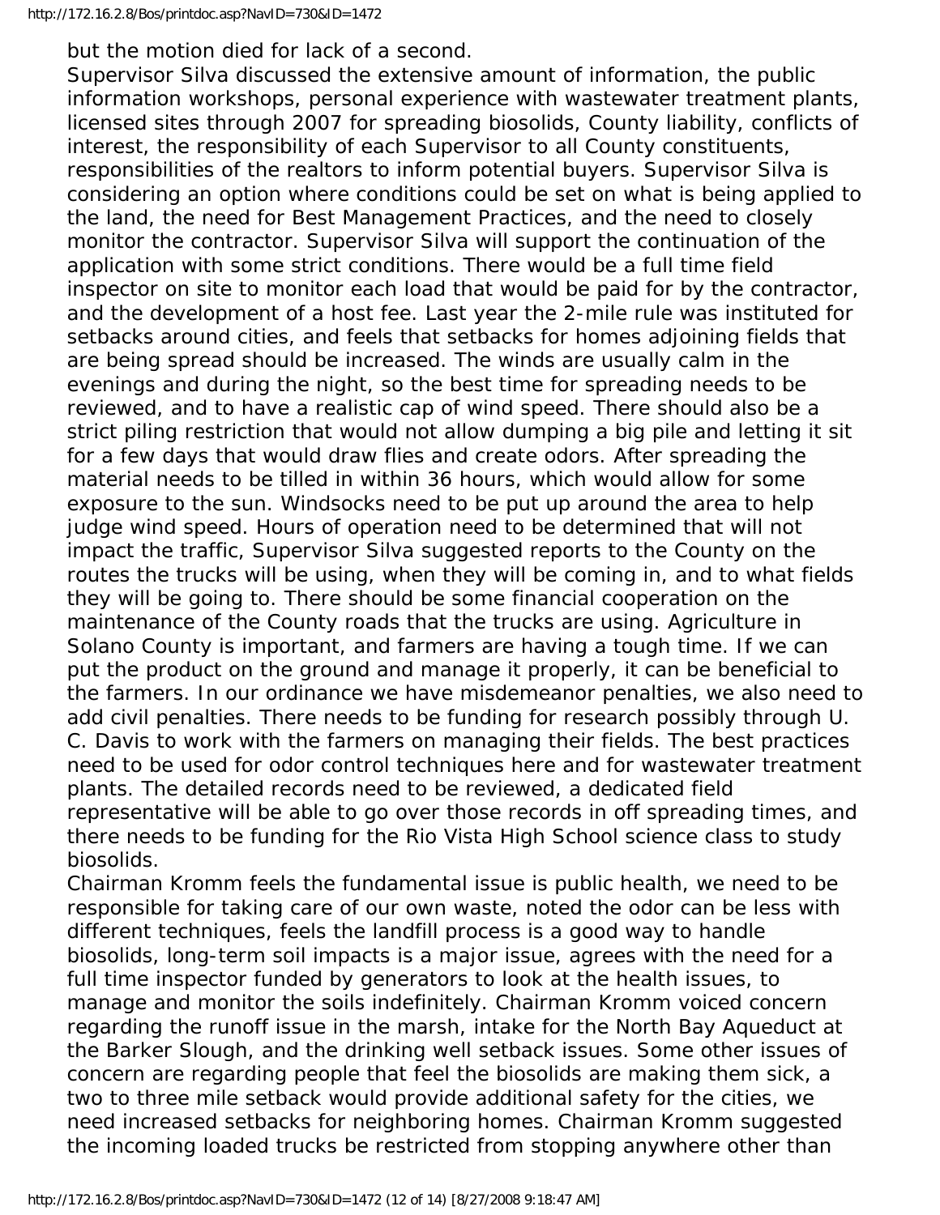but the motion died for lack of a second.

Supervisor Silva discussed the extensive amount of information, the public information workshops, personal experience with wastewater treatment plants, licensed sites through 2007 for spreading biosolids, County liability, conflicts of interest, the responsibility of each Supervisor to all County constituents, responsibilities of the realtors to inform potential buyers. Supervisor Silva is considering an option where conditions could be set on what is being applied to the land, the need for Best Management Practices, and the need to closely monitor the contractor. Supervisor Silva will support the continuation of the application with some strict conditions. There would be a full time field inspector on site to monitor each load that would be paid for by the contractor, and the development of a host fee. Last year the 2-mile rule was instituted for setbacks around cities, and feels that setbacks for homes adjoining fields that are being spread should be increased. The winds are usually calm in the evenings and during the night, so the best time for spreading needs to be reviewed, and to have a realistic cap of wind speed. There should also be a strict piling restriction that would not allow dumping a big pile and letting it sit for a few days that would draw flies and create odors. After spreading the material needs to be tilled in within 36 hours, which would allow for some exposure to the sun. Windsocks need to be put up around the area to help judge wind speed. Hours of operation need to be determined that will not impact the traffic, Supervisor Silva suggested reports to the County on the routes the trucks will be using, when they will be coming in, and to what fields they will be going to. There should be some financial cooperation on the maintenance of the County roads that the trucks are using. Agriculture in Solano County is important, and farmers are having a tough time. If we can put the product on the ground and manage it properly, it can be beneficial to the farmers. In our ordinance we have misdemeanor penalties, we also need to add civil penalties. There needs to be funding for research possibly through U. C. Davis to work with the farmers on managing their fields. The best practices need to be used for odor control techniques here and for wastewater treatment plants. The detailed records need to be reviewed, a dedicated field representative will be able to go over those records in off spreading times, and there needs to be funding for the Rio Vista High School science class to study biosolids.

Chairman Kromm feels the fundamental issue is public health, we need to be responsible for taking care of our own waste, noted the odor can be less with different techniques, feels the landfill process is a good way to handle biosolids, long-term soil impacts is a major issue, agrees with the need for a full time inspector funded by generators to look at the health issues, to manage and monitor the soils indefinitely. Chairman Kromm voiced concern regarding the runoff issue in the marsh, intake for the North Bay Aqueduct at the Barker Slough, and the drinking well setback issues. Some other issues of concern are regarding people that feel the biosolids are making them sick, a two to three mile setback would provide additional safety for the cities, we need increased setbacks for neighboring homes. Chairman Kromm suggested the incoming loaded trucks be restricted from stopping anywhere other than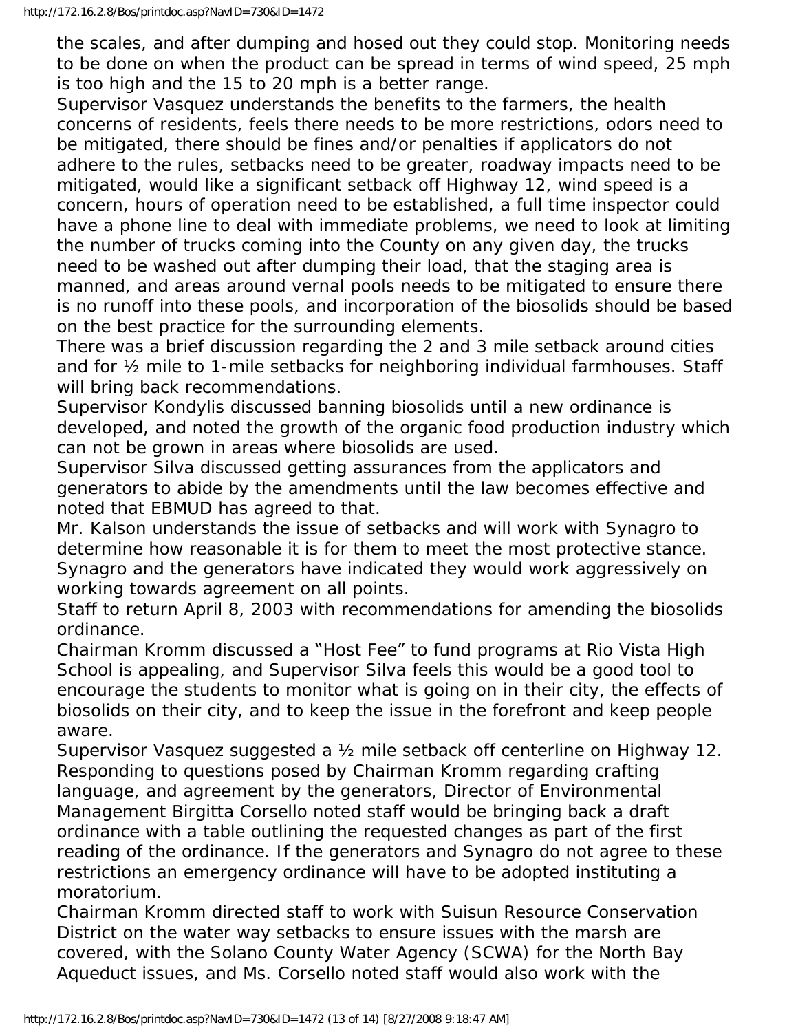the scales, and after dumping and hosed out they could stop. Monitoring needs to be done on when the product can be spread in terms of wind speed, 25 mph is too high and the 15 to 20 mph is a better range.

Supervisor Vasquez understands the benefits to the farmers, the health concerns of residents, feels there needs to be more restrictions, odors need to be mitigated, there should be fines and/or penalties if applicators do not adhere to the rules, setbacks need to be greater, roadway impacts need to be mitigated, would like a significant setback off Highway 12, wind speed is a concern, hours of operation need to be established, a full time inspector could have a phone line to deal with immediate problems, we need to look at limiting the number of trucks coming into the County on any given day, the trucks need to be washed out after dumping their load, that the staging area is manned, and areas around vernal pools needs to be mitigated to ensure there is no runoff into these pools, and incorporation of the biosolids should be based on the best practice for the surrounding elements.

There was a brief discussion regarding the 2 and 3 mile setback around cities and for ½ mile to 1-mile setbacks for neighboring individual farmhouses. Staff will bring back recommendations.

Supervisor Kondylis discussed banning biosolids until a new ordinance is developed, and noted the growth of the organic food production industry which can not be grown in areas where biosolids are used.

Supervisor Silva discussed getting assurances from the applicators and generators to abide by the amendments until the law becomes effective and noted that EBMUD has agreed to that.

Mr. Kalson understands the issue of setbacks and will work with Synagro to determine how reasonable it is for them to meet the most protective stance. Synagro and the generators have indicated they would work aggressively on working towards agreement on all points.

Staff to return April 8, 2003 with recommendations for amending the biosolids ordinance.

Chairman Kromm discussed a "Host Fee" to fund programs at Rio Vista High School is appealing, and Supervisor Silva feels this would be a good tool to encourage the students to monitor what is going on in their city, the effects of biosolids on their city, and to keep the issue in the forefront and keep people aware.

Supervisor Vasquez suggested a ½ mile setback off centerline on Highway 12.

Responding to questions posed by Chairman Kromm regarding crafting language, and agreement by the generators, Director of Environmental Management Birgitta Corsello noted staff would be bringing back a draft ordinance with a table outlining the requested changes as part of the first reading of the ordinance. If the generators and Synagro do not agree to these restrictions an emergency ordinance will have to be adopted instituting a moratorium.

Chairman Kromm directed staff to work with Suisun Resource Conservation District on the water way setbacks to ensure issues with the marsh are covered, with the Solano County Water Agency (SCWA) for the North Bay Aqueduct issues, and Ms. Corsello noted staff would also work with the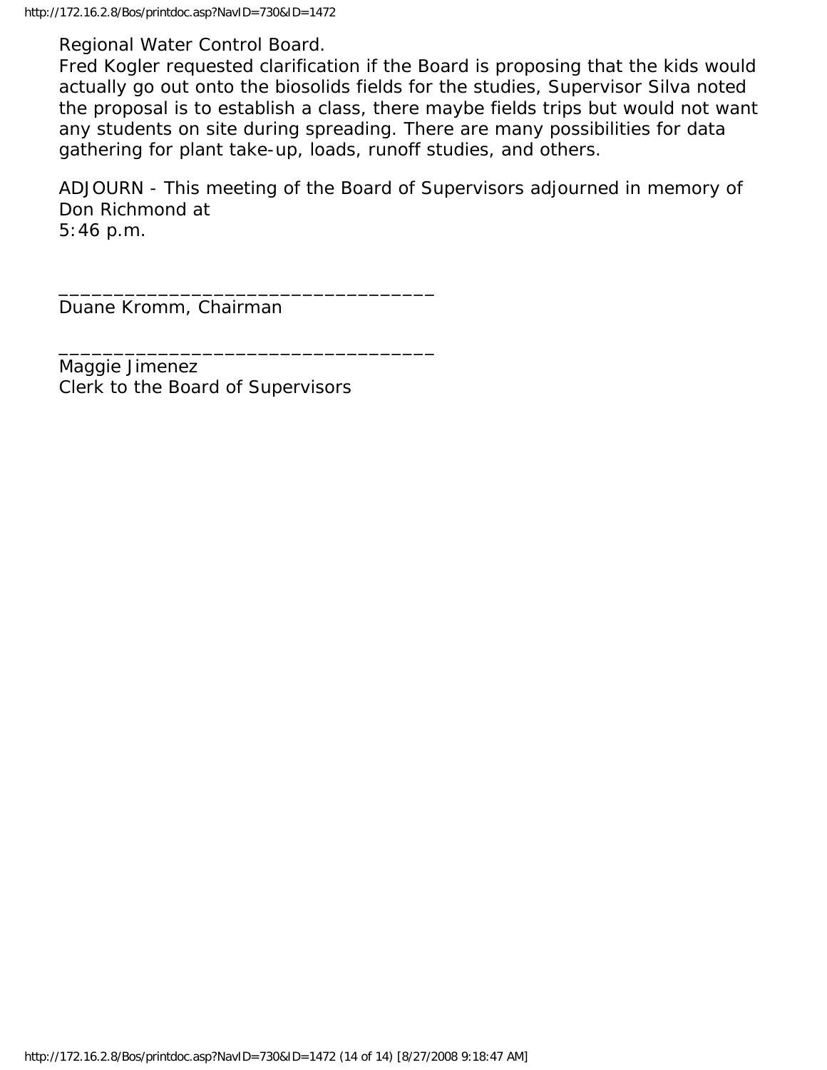Regional Water Control Board.

Fred Kogler requested clarification if the Board is proposing that the kids would actually go out onto the biosolids fields for the studies, Supervisor Silva noted the proposal is to establish a class, there maybe fields trips but would not want any students on site during spreading. There are many possibilities for data gathering for plant take-up, loads, runoff studies, and others.

ADJOURN - This meeting of the Board of Supervisors adjourned in memory of Don Richmond at
5:46 p.m.

_________________________________
Duane Kromm, Chairman

_________________________________
Maggie Jimenez
Clerk to the Board of Supervisors